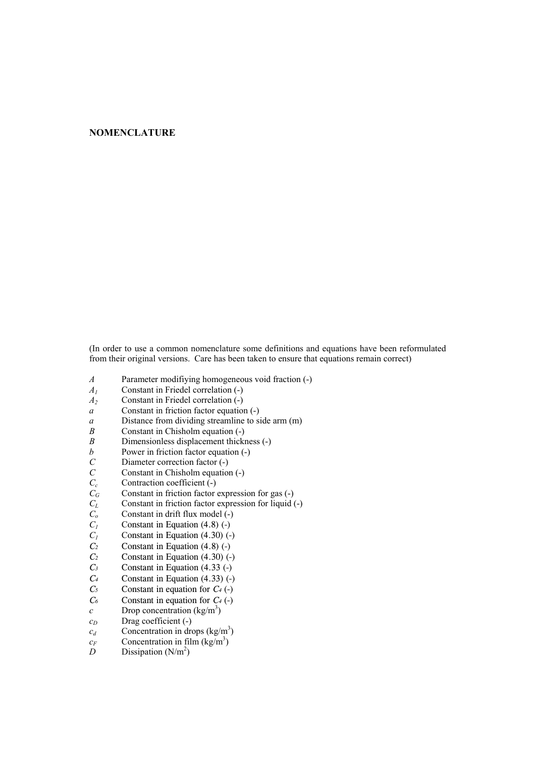## NOMENCLATURE

(In order to use a common nomenclature some definitions and equations have been reformulated from their original versions. Care has been taken to ensure that equations remain correct)

| | |
|---|---|
| $A$ | Parameter modifiying homogeneous void fraction (-) |
| $A_1$ | Constant in Friedel correlation (-) |
| $A_2$ | Constant in Friedel correlation (-) |
| $a$ | Constant in friction factor equation (-) |
| $a$ | Distance from dividing streamline to side arm (m) |
| $B$ | Constant in Chisholm equation (-) |
| $B$ | Dimensionless displacement thickness (-) |
| $b$ | Power in friction factor equation (-) |
| $C$ | Diameter correction factor (-) |
| $C$ | Constant in Chisholm equation (-) |
| $C_c$ | Contraction coefficient (-) |
| $C_G$ | Constant in friction factor expression for gas (-) |
| $C_L$ | Constant in friction factor expression for liquid (-) |
| $C_o$ | Constant in drift flux model (-) |
| $C_1$ | Constant in Equation (4.8) (-) |
| $C_1$ | Constant in Equation (4.30) (-) |
| $C_2$ | Constant in Equation (4.8) (-) |
| $C_2$ | Constant in Equation (4.30) (-) |
| $C_3$ | Constant in Equation (4.33 (-) |
| $C_4$ | Constant in Equation (4.33) (-) |
| $C_5$ | Constant in equation for $C_4$ (-) |
| $C_6$ | Constant in equation for $C_4$ (-) |
| $c$ | Drop concentration (kg/m$^3$) |
| $c_D$ | Drag coefficient (-) |
| $c_d$ | Concentration in drops (kg/m$^3$) |
| $c_F$ | Concentration in film (kg/m$^3$) |
| $D$ | Dissipation (N/m$^2$) |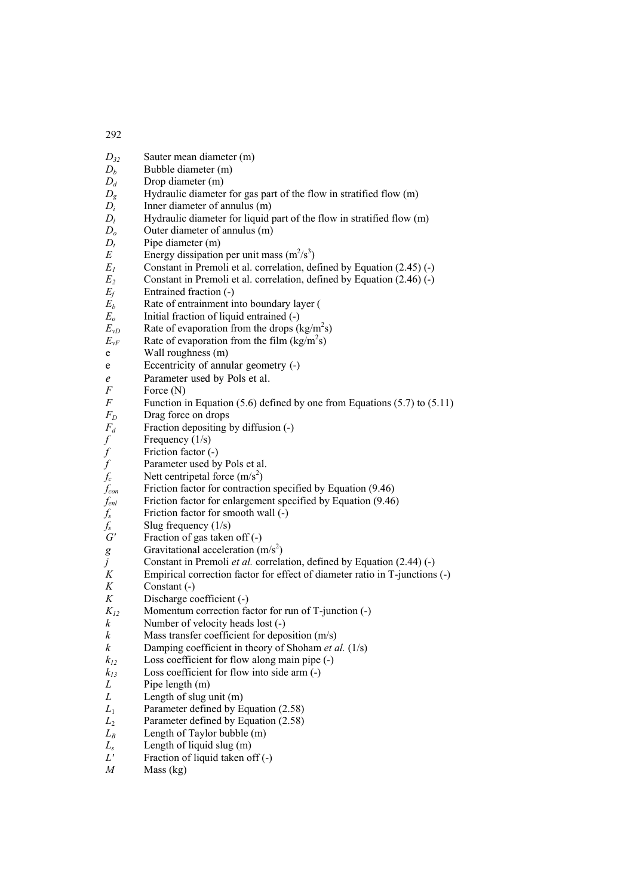| | |
|---|---|
| $D_{32}$ | Sauter mean diameter (m) |
| $D_b$ | Bubble diameter (m) |
| $D_d$ | Drop diameter (m) |
| $D_g$ | Hydraulic diameter for gas part of the flow in stratified flow (m) |
| $D_i$ | Inner diameter of annulus (m) |
| $D_l$ | Hydraulic diameter for liquid part of the flow in stratified flow (m) |
| $D_o$ | Outer diameter of annulus (m) |
| $D_t$ | Pipe diameter (m) |
| $E$ | Energy dissipation per unit mass ($m^2/s^3$) |
| $E_1$ | Constant in Premoli et al. correlation, defined by Equation (2.45) (-) |
| $E_2$ | Constant in Premoli et al. correlation, defined by Equation (2.46) (-) |
| $E_f$ | Entrained fraction (-) |
| $E_b$ | Rate of entrainment into boundary layer ( |
| $E_o$ | Initial fraction of liquid entrained (-) |
| $E_{vD}$ | Rate of evaporation from the drops ($kg/m^2s$) |
| $E_{vF}$ | Rate of evaporation from the film ($kg/m^2s$) |
| e | Wall roughness (m) |
| e | Eccentricity of annular geometry (-) |
| $e$ | Parameter used by Pols et al. |
| $F$ | Force (N) |
| $F$ | Function in Equation (5.6) defined by one from Equations (5.7) to (5.11) |
| $F_D$ | Drag force on drops |
| $F_d$ | Fraction depositing by diffusion (-) |
| $f$ | Frequency (1/s) |
| $f$ | Friction factor (-) |
| $f$ | Parameter used by Pols et al. |
| $f_c$ | Nett centripetal force ($m/s^2$) |
| $f_{con}$ | Friction factor for contraction specified by Equation (9.46) |
| $f_{enl}$ | Friction factor for enlargement specified by Equation (9.46) |
| $f_s$ | Friction factor for smooth wall (-) |
| $f_s$ | Slug frequency (1/s) |
| $G'$ | Fraction of gas taken off (-) |
| $g$ | Gravitational acceleration ($m/s^2$) |
| $j$ | Constant in Premoli *et al.* correlation, defined by Equation (2.44) (-) |
| $K$ | Empirical correction factor for effect of diameter ratio in T-junctions (-) |
| $K$ | Constant (-) |
| $K$ | Discharge coefficient (-) |
| $K_{12}$ | Momentum correction factor for run of T-junction (-) |
| $k$ | Number of velocity heads lost (-) |
| $k$ | Mass transfer coefficient for deposition (m/s) |
| $k$ | Damping coefficient in theory of Shoham *et al.* (1/s) |
| $k_{12}$ | Loss coefficient for flow along main pipe (-) |
| $k_{13}$ | Loss coefficient for flow into side arm (-) |
| $L$ | Pipe length (m) |
| $L$ | Length of slug unit (m) |
| $L_1$ | Parameter defined by Equation (2.58) |
| $L_2$ | Parameter defined by Equation (2.58) |
| $L_B$ | Length of Taylor bubble (m) |
| $L_s$ | Length of liquid slug (m) |
| $L'$ | Fraction of liquid taken off (-) |
| $M$ | Mass (kg) |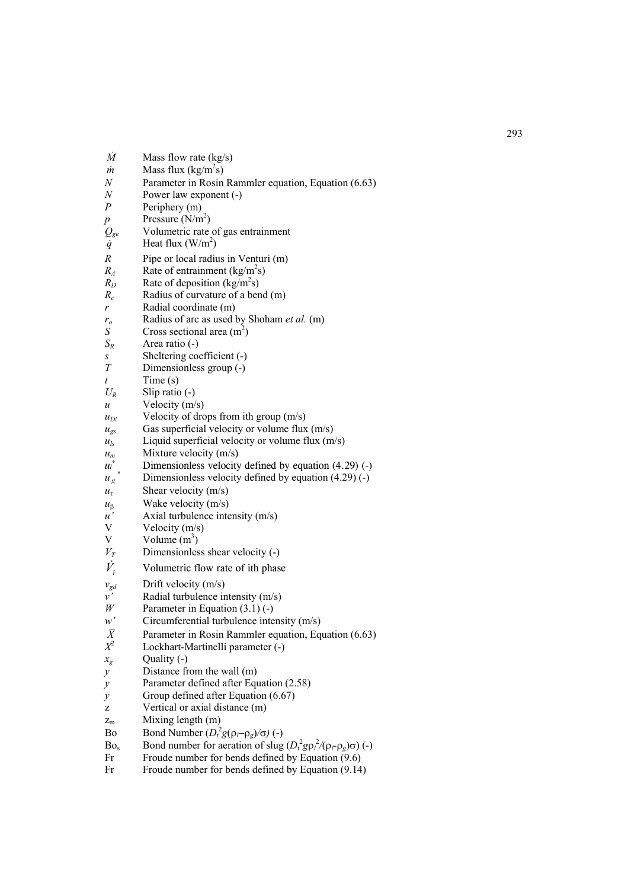| | |
|---|---|
| $\dot{M}$ | Mass flow rate (kg/s) |
| $\dot{m}$ | Mass flux (kg/m$^2$s) |
| $N$ | Parameter in Rosin Rammler equation, Equation (6.63) |
| $N$ | Power law exponent (-) |
| $P$ | Periphery (m) |
| $p$ | Pressure (N/m$^2$) |
| $Q_{ge}$ | Volumetric rate of gas entrainment |
| $\dot{q}$ | Heat flux (W/m$^2$) |
| $R$ | Pipe or local radius in Venturi (m) |
| $R_A$ | Rate of entrainment (kg/m$^2$s) |
| $R_D$ | Rate of deposition (kg/m$^2$s) |
| $R_c$ | Radius of curvature of a bend (m) |
| $r$ | Radial coordinate (m) |
| $r_o$ | Radius of arc as used by Shoham *et al.* (m) |
| $S$ | Cross sectional area (m$^2$) |
| $S_R$ | Area ratio (-) |
| $s$ | Sheltering coefficient (-) |
| $T$ | Dimensionless group (-) |
| $t$ | Time (s) |
| $U_R$ | Slip ratio (-) |
| $u$ | Velocity (m/s) |
| $u_{Di}$ | Velocity of drops from ith group (m/s) |
| $u_{gs}$ | Gas superficial velocity or volume flux (m/s) |
| $u_{ls}$ | Liquid superficial velocity or volume flux (m/s) |
| $u_m$ | Mixture velocity (m/s) |
| $u_l^*$ | Dimensionless velocity defined by equation (4.29) (-) |
| $u_g^*$ | Dimensionless velocity defined by equation (4.29) (-) |
| $u_\tau$ | Shear velocity (m/s) |
| $u_\beta$ | Wake velocity (m/s) |
| $u'$ | Axial turbulence intensity (m/s) |
| V | Velocity (m/s) |
| V | Volume (m$^3$) |
| $V_T$ | Dimensionless shear velocity (-) |
| $\dot{V}_i$ | Volumetric flow rate of ith phase |
| $v_{gd}$ | Drift velocity (m/s) |
| $v'$ | Radial turbulence intensity (m/s) |
| $W$ | Parameter in Equation (3.1) (-) |
| $w'$ | Circumferential turbulence intensity (m/s) |
| $\overline{X}$ | Parameter in Rosin Rammler equation, Equation (6.63) |
| $X^2$ | Lockhart-Martinelli parameter (-) |
| $x_g$ | Quality (-) |
| $y$ | Distance from the wall (m) |
| $y$ | Parameter defined after Equation (2.58) |
| $y$ | Group defined after Equation (6.67) |
| z | Vertical or axial distance (m) |
| $z_m$ | Mixing length (m) |
| Bo | Bond Number $(D_t^2 g(\rho_l - \rho_g)/\sigma)$ (-) |
| $Bo_s$ | Bond number for aeration of slug $(D_t^2 g \rho_l^2/(\rho_l - \rho_g)\sigma)$ (-) |
| Fr | Froude number for bends defined by Equation (9.6) |
| Fr | Froude number for bends defined by Equation (9.14) |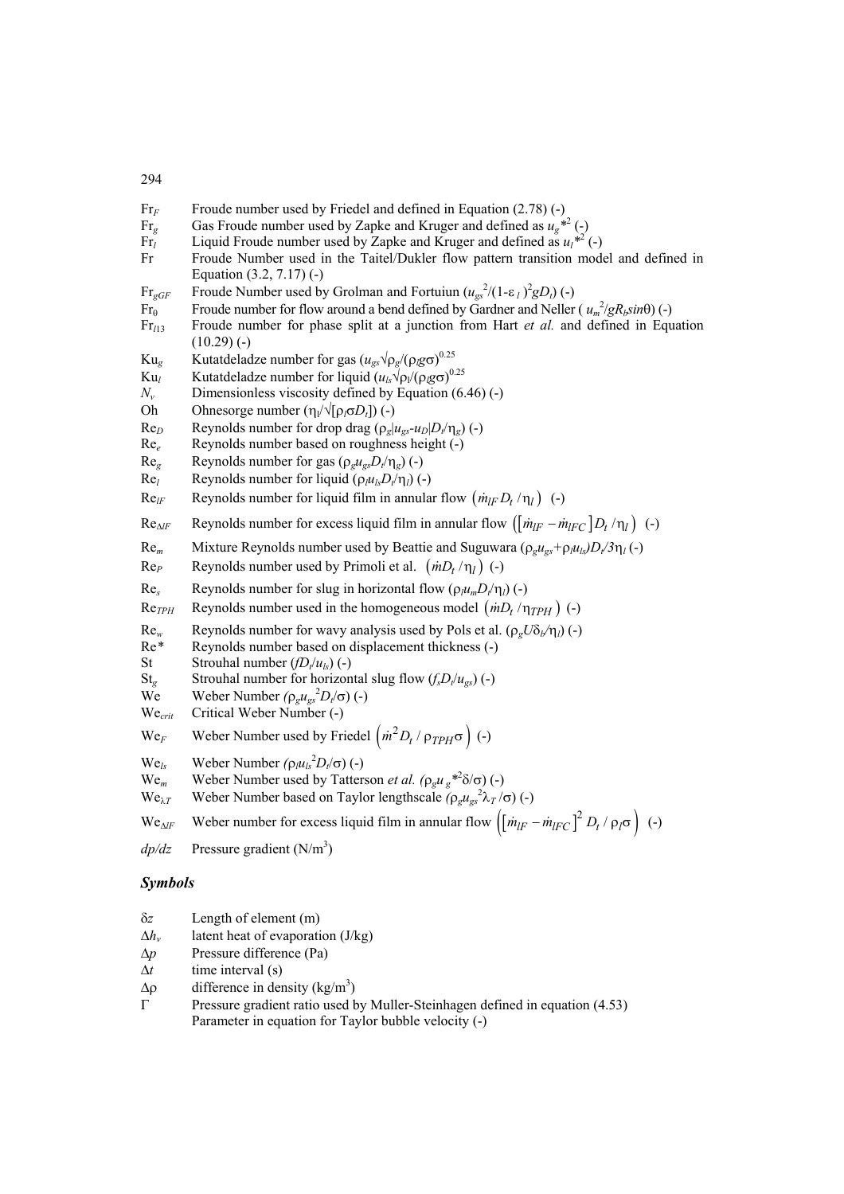$Fr_F$ Froude number used by Friedel and defined in Equation (2.78) (-)

$Fr_g$ Gas Froude number used by Zapke and Kruger and defined as $u_g{*}^2$ (-)

$Fr_l$ Liquid Froude number used by Zapke and Kruger and defined as $u_l{*}^2$ (-)

Fr Froude Number used in the Taitel/Dukler flow pattern transition model and defined in Equation (3.2, 7.17) (-)

$Fr_{gGF}$ Froude Number used by Grolman and Fortuiun ($u_{gs}^2/(1-\varepsilon_l)^2 g D_t$) (-)

$Fr_0$ Froude number for flow around a bend defined by Gardner and Neller ($u_m^2/gR_b \sin\theta$) (-)

$Fr_{l13}$ Froude number for phase split at a junction from Hart *et al.* and defined in Equation (10.29) (-)

$Ku_g$ Kutatdeladze number for gas ($u_{gs}\sqrt{\rho_g}/(\rho_l g\sigma)^{0.25}$

$Ku_l$ Kutatdeladze number for liquid ($u_{ls}\sqrt{\rho_l}/(\rho_l g\sigma)^{0.25}$

$N_v$ Dimensionless viscosity defined by Equation (6.46) (-)

Oh Ohnesorge number ($\eta_l/\sqrt{[\rho_l \sigma D_t]}$) (-)

$Re_D$ Reynolds number for drop drag ($\rho_g|u_{gs}-u_D|D_t/\eta_g$) (-)

$Re_e$ Reynolds number based on roughness height (-)

$Re_g$ Reynolds number for gas ($\rho_g u_{gs} D_t/\eta_g$) (-)

$Re_l$ Reynolds number for liquid ($\rho_l u_{ls} D_t/\eta_l$) (-)

$Re_{lF}$ Reynolds number for liquid film in annular flow $\left(\dot{m}_{lF} D_t/\eta_l\right)$ (-)

$Re_{\Delta lF}$ Reynolds number for excess liquid film in annular flow $\left(\left[\dot{m}_{lF}-\dot{m}_{lFC}\right] D_t/\eta_l\right)$ (-)

$Re_m$ Mixture Reynolds number used by Beattie and Suguwara ($\rho_g u_{gs}+\rho_l u_{ls})D_t/3\eta_l$ (-)

$Re_P$ Reynolds number used by Primoli et al. $\left(\dot{m} D_t/\eta_l\right)$ (-)

$Re_s$ Reynolds number for slug in horizontal flow ($\rho_l u_m D_t/\eta_l$) (-)

$Re_{TPH}$ Reynolds number used in the homogeneous model $\left(\dot{m} D_t/\eta_{TPH}\right)$ (-)

$Re_w$ Reynolds number for wavy analysis used by Pols et al. ($\rho_g U\delta_b/\eta_l$) (-)

Re* Reynolds number based on displacement thickness (-)

St Strouhal number ($fD_t/u_{ls}$) (-)

$St_g$ Strouhal number for horizontal slug flow ($f_s D_t/u_{gs}$) (-)

We Weber Number ($\rho_g u_{gs}^2 D_t/\sigma$) (-)

$We_{crit}$ Critical Weber Number (-)

$We_F$ Weber Number used by Friedel $\left(\dot{m}^2 D_t/\rho_{TPH}\sigma\right)$ (-)

$We_{ls}$ Weber Number ($\rho_l u_{ls}^2 D_t/\sigma$) (-)

$We_m$ Weber Number used by Tatterson *et al.* ($\rho_g u_g{*}^2\delta/\sigma$) (-)

$We_{\lambda T}$ Weber Number based on Taylor lengthscale ($\rho_g u_{gs}^2 \lambda_T/\sigma$) (-)

$We_{\Delta lF}$ Weber number for excess liquid film in annular flow $\left(\left[\dot{m}_{lF}-\dot{m}_{lFC}\right]^2 D_t/\rho_l\sigma\right)$ (-)

$dp/dz$ Pressure gradient (N/m$^3$)

## *Symbols*

$\delta z$ Length of element (m)

$\Delta h_v$ latent heat of evaporation (J/kg)

$\Delta p$ Pressure difference (Pa)

$\Delta t$ time interval (s)

$\Delta\rho$ difference in density (kg/m$^3$)

$\Gamma$ Pressure gradient ratio used by Muller-Steinhagen defined in equation (4.53)
Parameter in equation for Taylor bubble velocity (-)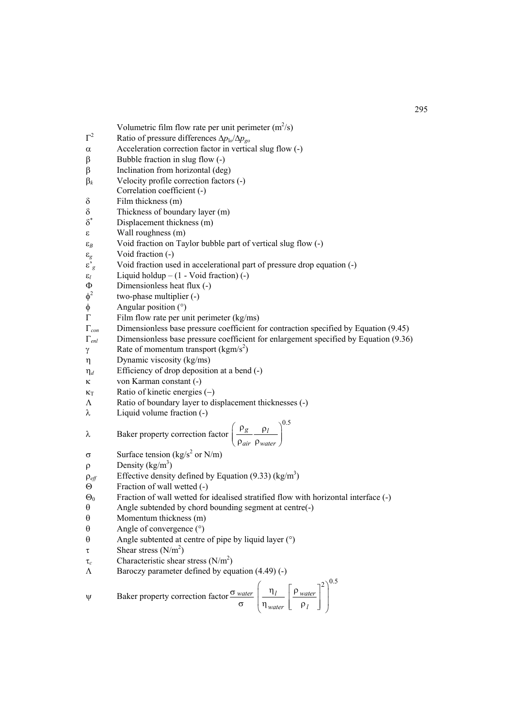| Symbol | Description |
|---|---|
| | Volumetric film flow rate per unit perimeter ($m^2/s$) |
| $\Gamma^2$ | Ratio of pressure differences $\Delta p_{lo}/\Delta p_{go}$ |
| $\alpha$ | Acceleration correction factor in vertical slug flow (-) |
| $\beta$ | Bubble fraction in slug flow (-) |
| $\beta$ | Inclination from horizontal (deg) |
| $\beta_k$ | Velocity profile correction factors (-) |
| | Correlation coefficient (-) |
| $\delta$ | Film thickness (m) |
| $\delta$ | Thickness of boundary layer (m) |
| $\delta^*$ | Displacement thickness (m) |
| $\varepsilon$ | Wall roughness (m) |
| $\varepsilon_B$ | Void fraction on Taylor bubble part of vertical slug flow (-) |
| $\varepsilon_g$ | Void fraction (-) |
| $\varepsilon'_g$ | Void fraction used in accelerational part of pressure drop equation (-) |
| $\varepsilon_l$ | Liquid holdup – (1 - Void fraction) (-) |
| $\Phi$ | Dimensionless heat flux (-) |
| $\phi^2$ | two-phase multiplier (-) |
| $\phi$ | Angular position (°) |
| $\Gamma$ | Film flow rate per unit perimeter (kg/ms) |
| $\Gamma_{con}$ | Dimensionless base pressure coefficient for contraction specified by Equation (9.45) |
| $\Gamma_{enl}$ | Dimensionless base pressure coefficient for enlargement specified by Equation (9.36) |
| $\gamma$ | Rate of momentum transport ($kgm/s^2$) |
| $\eta$ | Dynamic viscosity (kg/ms) |
| $\eta_d$ | Efficiency of drop deposition at a bend (-) |
| $\kappa$ | von Karman constant (-) |
| $\kappa_T$ | Ratio of kinetic energies (–) |
| $\Lambda$ | Ratio of boundary layer to displacement thicknesses (-) |
| $\lambda$ | Liquid volume fraction (-) |
| $\lambda$ | Baker property correction factor $\left(\dfrac{\rho_g}{\rho_{air}}\dfrac{\rho_l}{\rho_{water}}\right)^{0.5}$ |
| $\sigma$ | Surface tension ($kg/s^2$ or N/m) |
| $\rho$ | Density ($kg/m^3$) |
| $\rho_{eff}$ | Effective density defined by Equation (9.33) ($kg/m^3$) |
| $\Theta$ | Fraction of wall wetted (-) |
| $\Theta_0$ | Fraction of wall wetted for idealised stratified flow with horizontal interface (-) |
| $\theta$ | Angle subtended by chord bounding segment at centre(-) |
| $\theta$ | Momentum thickness (m) |
| $\theta$ | Angle of convergence (°) |
| $\theta$ | Angle subtented at centre of pipe by liquid layer (°) |
| $\tau$ | Shear stress ($N/m^2$) |
| $\tau_c$ | Characteristic shear stress ($N/m^2$) |
| $\Lambda$ | Baroczy parameter defined by equation (4.49) (-) |
| $\psi$ | Baker property correction factor $\dfrac{\sigma_{water}}{\sigma}\left(\dfrac{\eta_l}{\eta_{water}}\left[\dfrac{\rho_{water}}{\rho_l}\right]^2\right)^{0.5}$ |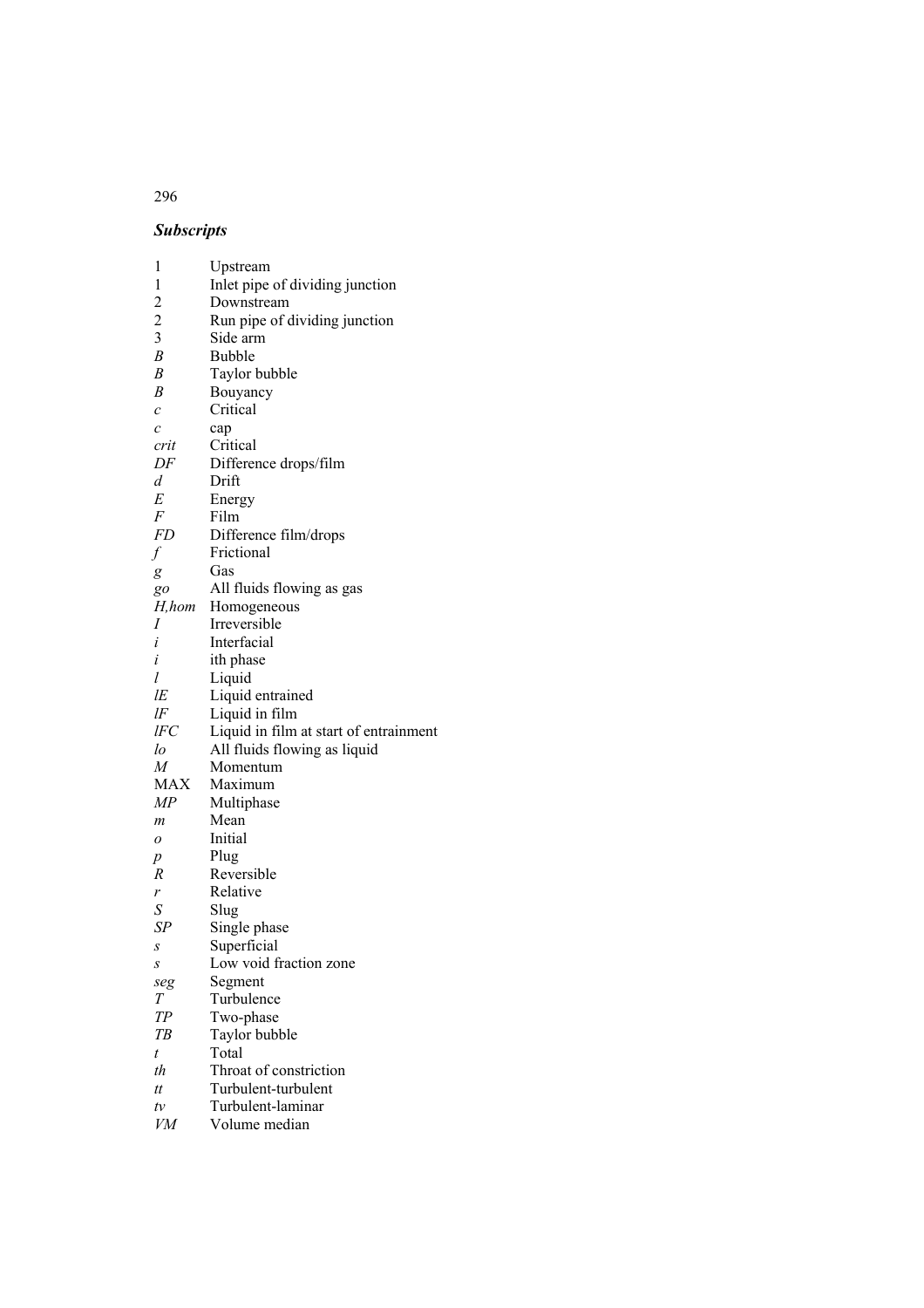### *Subscripts*

| | |
|---|---|
| 1 | Upstream |
| 1 | Inlet pipe of dividing junction |
| 2 | Downstream |
| 2 | Run pipe of dividing junction |
| 3 | Side arm |
| *B* | Bubble |
| *B* | Taylor bubble |
| *B* | Bouyancy |
| *c* | Critical |
| *c* | cap |
| *crit* | Critical |
| *DF* | Difference drops/film |
| *d* | Drift |
| *E* | Energy |
| *F* | Film |
| *FD* | Difference film/drops |
| *f* | Frictional |
| *g* | Gas |
| *go* | All fluids flowing as gas |
| *H,hom* | Homogeneous |
| *I* | Irreversible |
| *i* | Interfacial |
| *i* | ith phase |
| *l* | Liquid |
| *lE* | Liquid entrained |
| *lF* | Liquid in film |
| *lFC* | Liquid in film at start of entrainment |
| *lo* | All fluids flowing as liquid |
| *M* | Momentum |
| MAX | Maximum |
| *MP* | Multiphase |
| *m* | Mean |
| *o* | Initial |
| *p* | Plug |
| *R* | Reversible |
| *r* | Relative |
| *S* | Slug |
| *SP* | Single phase |
| *s* | Superficial |
| *s* | Low void fraction zone |
| *seg* | Segment |
| *T* | Turbulence |
| *TP* | Two-phase |
| *TB* | Taylor bubble |
| *t* | Total |
| *th* | Throat of constriction |
| *tt* | Turbulent-turbulent |
| *tv* | Turbulent-laminar |
| *VM* | Volume median |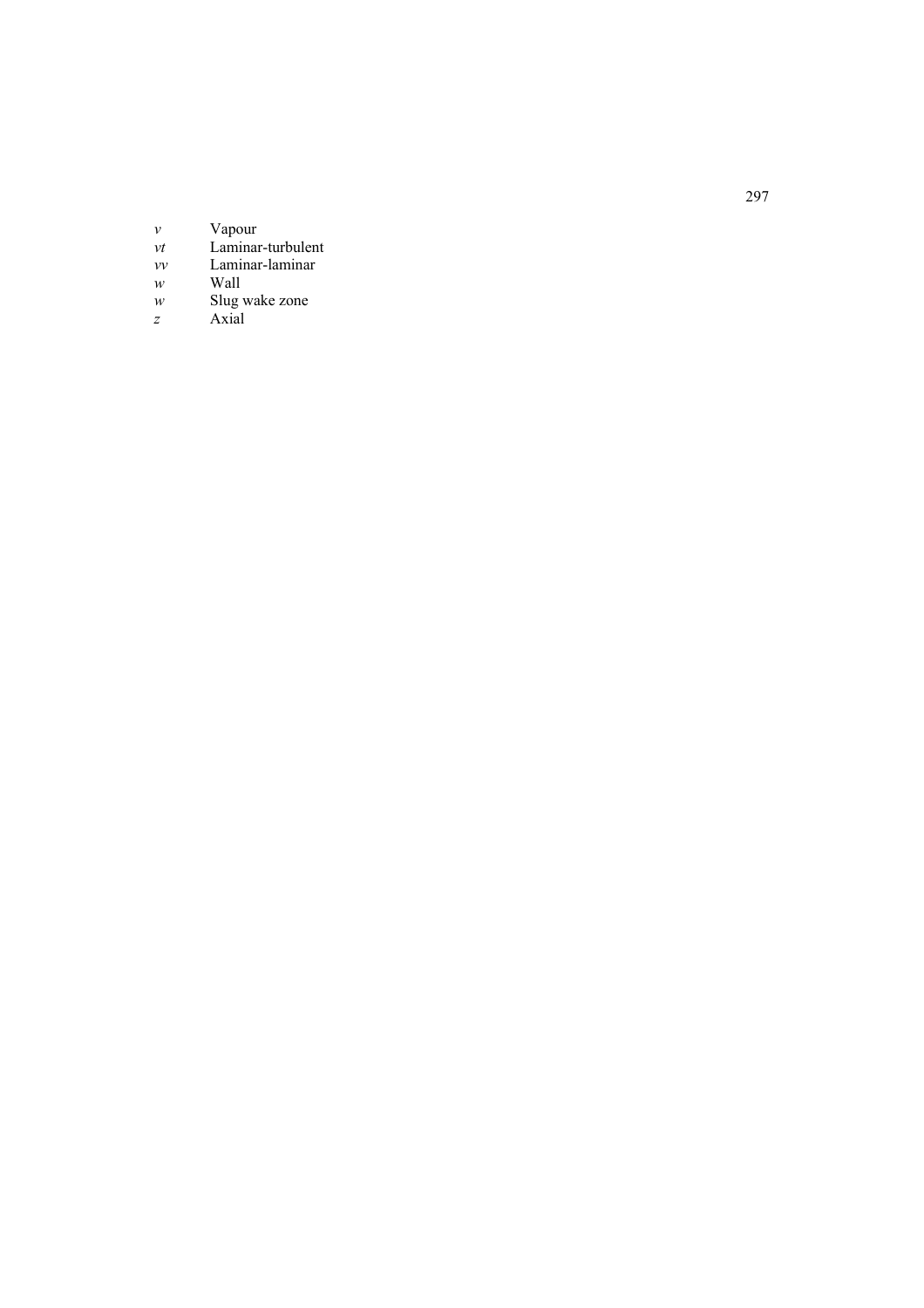| | |
|---|---|
| $v$ | Vapour |
| $vt$ | Laminar-turbulent |
| $vv$ | Laminar-laminar |
| $w$ | Wall |
| $w$ | Slug wake zone |
| $z$ | Axial |